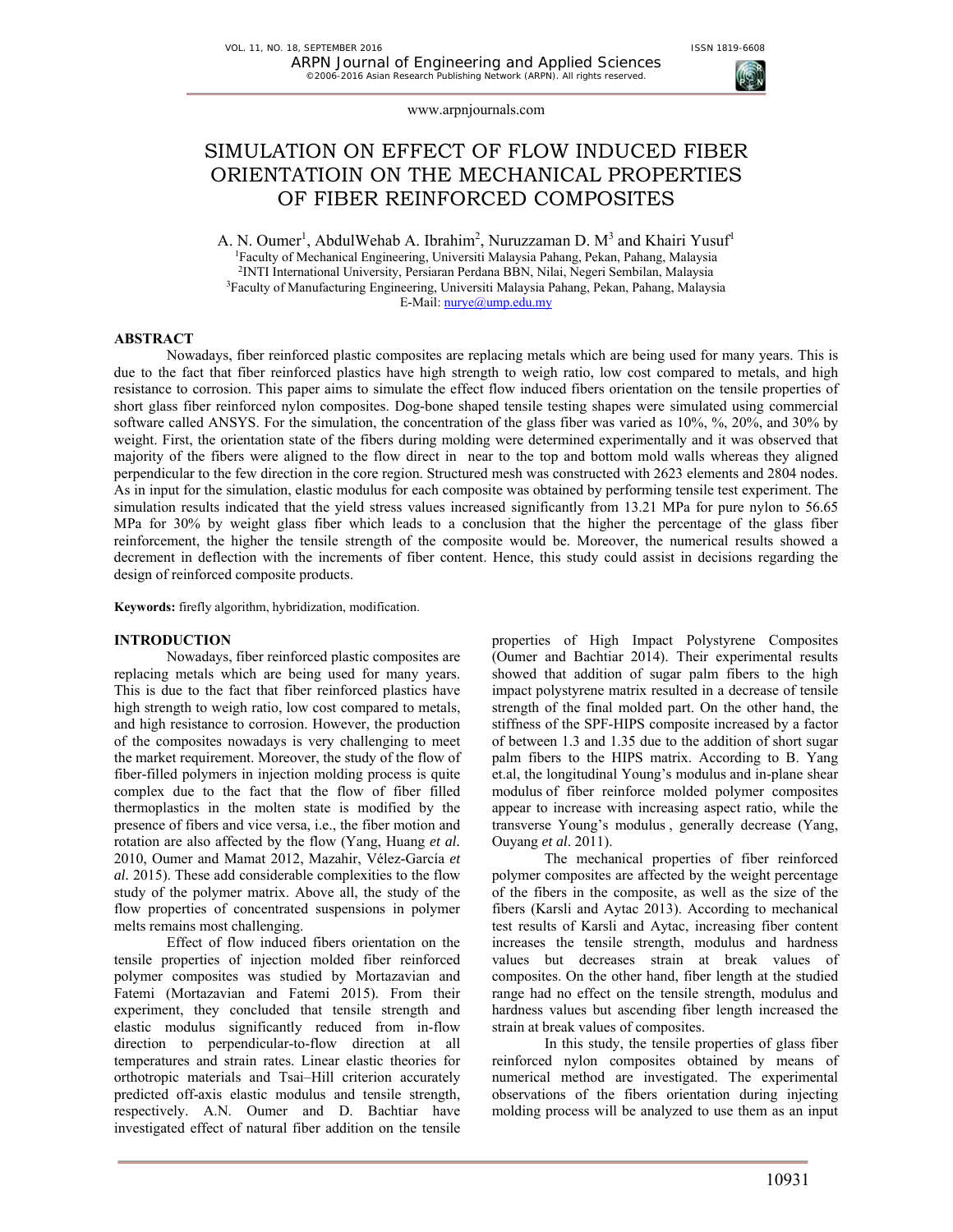# SIMULATION ON EFFECT OF FLOW INDUCED FIBER ORIENTATIOIN ON THE MECHANICAL PROPERTIES OF FIBER REINFORCED COMPOSITES

A. N. Oumer[1], AbdulWehab A. Ibrahim[2], Nuruzzaman D. M[3] and Khairi Yusuf[1]

[1]Faculty of Mechanical Engineering, Universiti Malaysia Pahang, Pekan, Pahang, Malaysia
[2]INTI International University, Persiaran Perdana BBN, Nilai, Negeri Sembilan, Malaysia
[3]Faculty of Manufacturing Engineering, Universiti Malaysia Pahang, Pekan, Pahang, Malaysia
E-Mail: nurye@ump.edu.my

## ABSTRACT

Nowadays, fiber reinforced plastic composites are replacing metals which are being used for many years. This is due to the fact that fiber reinforced plastics have high strength to weigh ratio, low cost compared to metals, and high resistance to corrosion. This paper aims to simulate the effect flow induced fibers orientation on the tensile properties of short glass fiber reinforced nylon composites. Dog-bone shaped tensile testing shapes were simulated using commercial software called ANSYS. For the simulation, the concentration of the glass fiber was varied as 10%, %, 20%, and 30% by weight. First, the orientation state of the fibers during molding were determined experimentally and it was observed that majority of the fibers were aligned to the flow direct in near to the top and bottom mold walls whereas they aligned perpendicular to the few direction in the core region. Structured mesh was constructed with 2623 elements and 2804 nodes. As in input for the simulation, elastic modulus for each composite was obtained by performing tensile test experiment. The simulation results indicated that the yield stress values increased significantly from 13.21 MPa for pure nylon to 56.65 MPa for 30% by weight glass fiber which leads to a conclusion that the higher the percentage of the glass fiber reinforcement, the higher the tensile strength of the composite would be. Moreover, the numerical results showed a decrement in deflection with the increments of fiber content. Hence, this study could assist in decisions regarding the design of reinforced composite products.

**Keywords:** firefly algorithm, hybridization, modification.

## INTRODUCTION

Nowadays, fiber reinforced plastic composites are replacing metals which are being used for many years. This is due to the fact that fiber reinforced plastics have high strength to weigh ratio, low cost compared to metals, and high resistance to corrosion. However, the production of the composites nowadays is very challenging to meet the market requirement. Moreover, the study of the flow of fiber-filled polymers in injection molding process is quite complex due to the fact that the flow of fiber filled thermoplastics in the molten state is modified by the presence of fibers and vice versa, i.e., the fiber motion and rotation are also affected by the flow (Yang, Huang *et al.* 2010, Oumer and Mamat 2012, Mazahir, Vélez-García *et al.* 2015). These add considerable complexities to the flow study of the polymer matrix. Above all, the study of the flow properties of concentrated suspensions in polymer melts remains most challenging.

Effect of flow induced fibers orientation on the tensile properties of injection molded fiber reinforced polymer composites was studied by Mortazavian and Fatemi (Mortazavian and Fatemi 2015). From their experiment, they concluded that tensile strength and elastic modulus significantly reduced from in-flow direction to perpendicular-to-flow direction at all temperatures and strain rates. Linear elastic theories for orthotropic materials and Tsai–Hill criterion accurately predicted off-axis elastic modulus and tensile strength, respectively. A.N. Oumer and D. Bachtiar have investigated effect of natural fiber addition on the tensile properties of High Impact Polystyrene Composites (Oumer and Bachtiar 2014). Their experimental results showed that addition of sugar palm fibers to the high impact polystyrene matrix resulted in a decrease of tensile strength of the final molded part. On the other hand, the stiffness of the SPF-HIPS composite increased by a factor of between 1.3 and 1.35 due to the addition of short sugar palm fibers to the HIPS matrix. According to B. Yang et.al, the longitudinal Young's modulus and in-plane shear modulus of fiber reinforce molded polymer composites appear to increase with increasing aspect ratio, while the transverse Young's modulus , generally decrease (Yang, Ouyang *et al*. 2011).

The mechanical properties of fiber reinforced polymer composites are affected by the weight percentage of the fibers in the composite, as well as the size of the fibers (Karsli and Aytac 2013). According to mechanical test results of Karsli and Aytac, increasing fiber content increases the tensile strength, modulus and hardness values but decreases strain at break values of composites. On the other hand, fiber length at the studied range had no effect on the tensile strength, modulus and hardness values but ascending fiber length increased the strain at break values of composites.

In this study, the tensile properties of glass fiber reinforced nylon composites obtained by means of numerical method are investigated. The experimental observations of the fibers orientation during injecting molding process will be analyzed to use them as an input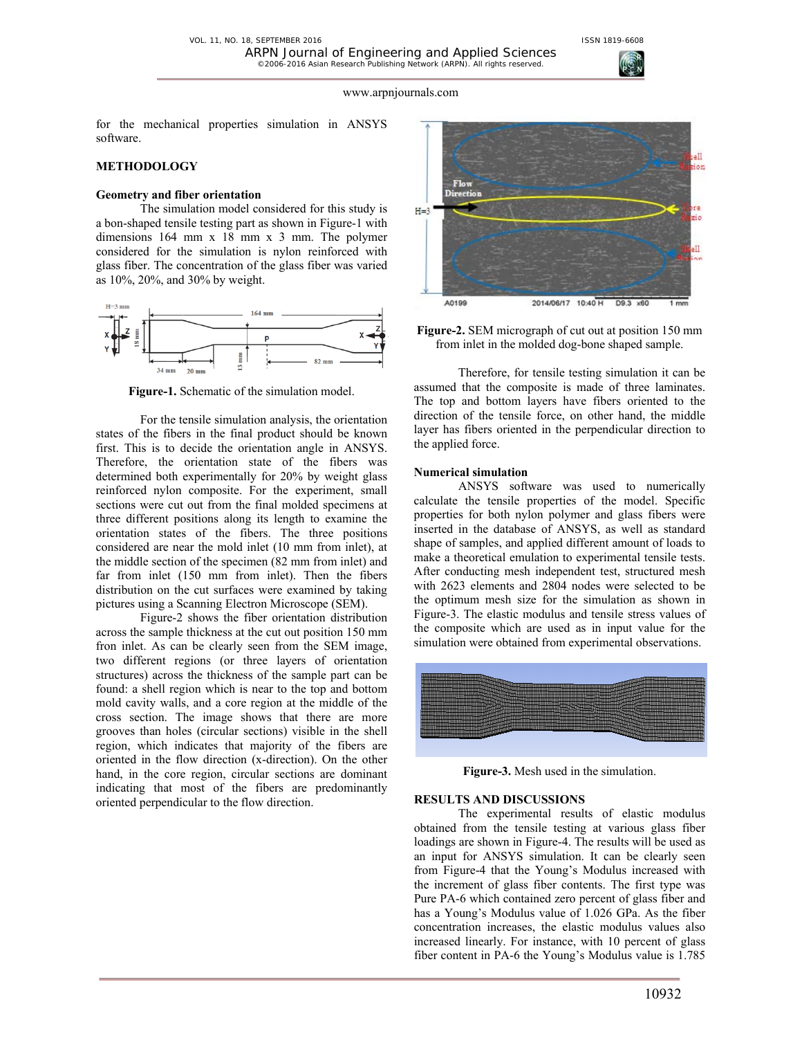for the mechanical properties simulation in ANSYS software.

## METHODOLOGY

### Geometry and fiber orientation

The simulation model considered for this study is a bon-shaped tensile testing part as shown in Figure-1 with dimensions 164 mm x 18 mm x 3 mm. The polymer considered for the simulation is nylon reinforced with glass fiber. The concentration of the glass fiber was varied as 10%, 20%, and 30% by weight.

**Figure-1.** Schematic of the simulation model.

For the tensile simulation analysis, the orientation states of the fibers in the final product should be known first. This is to decide the orientation angle in ANSYS. Therefore, the orientation state of the fibers was determined both experimentally for 20% by weight glass reinforced nylon composite. For the experiment, small sections were cut out from the final molded specimens at three different positions along its length to examine the orientation states of the fibers. The three positions considered are near the mold inlet (10 mm from inlet), at the middle section of the specimen (82 mm from inlet) and far from inlet (150 mm from inlet). Then the fibers distribution on the cut surfaces were examined by taking pictures using a Scanning Electron Microscope (SEM).

Figure-2 shows the fiber orientation distribution across the sample thickness at the cut out position 150 mm fron inlet. As can be clearly seen from the SEM image, two different regions (or three layers of orientation structures) across the thickness of the sample part can be found: a shell region which is near to the top and bottom mold cavity walls, and a core region at the middle of the cross section. The image shows that there are more grooves than holes (circular sections) visible in the shell region, which indicates that majority of the fibers are oriented in the flow direction (x-direction). On the other hand, in the core region, circular sections are dominant indicating that most of the fibers are predominantly oriented perpendicular to the flow direction.

**Figure-2.** SEM micrograph of cut out at position 150 mm from inlet in the molded dog-bone shaped sample.

Therefore, for tensile testing simulation it can be assumed that the composite is made of three laminates. The top and bottom layers have fibers oriented to the direction of the tensile force, on other hand, the middle layer has fibers oriented in the perpendicular direction to the applied force.

### Numerical simulation

ANSYS software was used to numerically calculate the tensile properties of the model. Specific properties for both nylon polymer and glass fibers were inserted in the database of ANSYS, as well as standard shape of samples, and applied different amount of loads to make a theoretical emulation to experimental tensile tests. After conducting mesh independent test, structured mesh with 2623 elements and 2804 nodes were selected to be the optimum mesh size for the simulation as shown in Figure-3. The elastic modulus and tensile stress values of the composite which are used as in input value for the simulation were obtained from experimental observations.

**Figure-3.** Mesh used in the simulation.

## RESULTS AND DISCUSSIONS

The experimental results of elastic modulus obtained from the tensile testing at various glass fiber loadings are shown in Figure-4. The results will be used as an input for ANSYS simulation. It can be clearly seen from Figure-4 that the Young's Modulus increased with the increment of glass fiber contents. The first type was Pure PA-6 which contained zero percent of glass fiber and has a Young's Modulus value of 1.026 GPa. As the fiber concentration increases, the elastic modulus values also increased linearly. For instance, with 10 percent of glass fiber content in PA-6 the Young's Modulus value is 1.785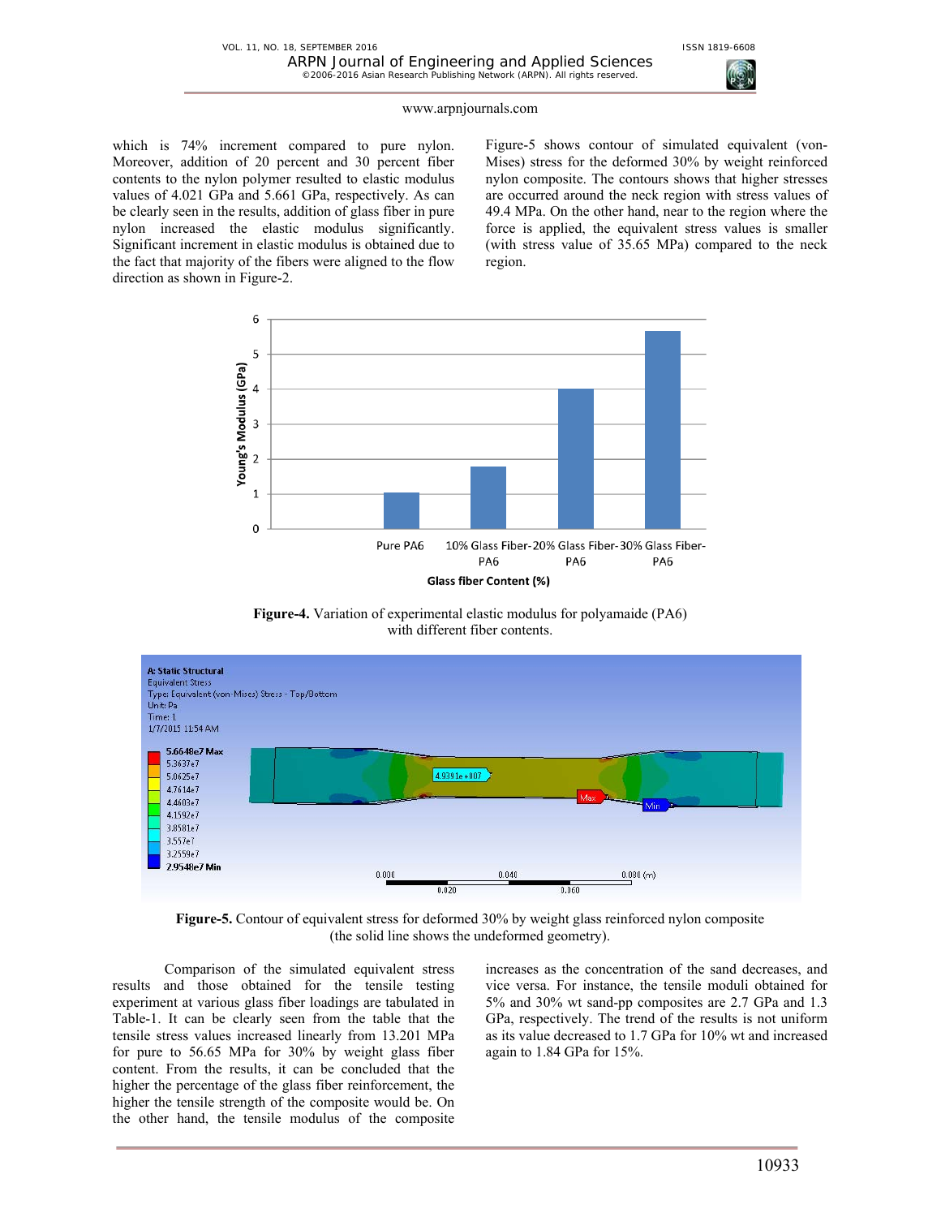which is 74% increment compared to pure nylon. Moreover, addition of 20 percent and 30 percent fiber contents to the nylon polymer resulted to elastic modulus values of 4.021 GPa and 5.661 GPa, respectively. As can be clearly seen in the results, addition of glass fiber in pure nylon increased the elastic modulus significantly. Significant increment in elastic modulus is obtained due to the fact that majority of the fibers were aligned to the flow direction as shown in Figure-2.

Figure-5 shows contour of simulated equivalent (von-Mises) stress for the deformed 30% by weight reinforced nylon composite. The contours shows that higher stresses are occurred around the neck region with stress values of 49.4 MPa. On the other hand, near to the region where the force is applied, the equivalent stress values is smaller (with stress value of 35.65 MPa) compared to the neck region.

**Figure-4.** Variation of experimental elastic modulus for polyamaide (PA6) with different fiber contents.

**Figure-5.** Contour of equivalent stress for deformed 30% by weight glass reinforced nylon composite (the solid line shows the undeformed geometry).

Comparison of the simulated equivalent stress results and those obtained for the tensile testing experiment at various glass fiber loadings are tabulated in Table-1. It can be clearly seen from the table that the tensile stress values increased linearly from 13.201 MPa for pure to 56.65 MPa for 30% by weight glass fiber content. From the results, it can be concluded that the higher the percentage of the glass fiber reinforcement, the higher the tensile strength of the composite would be. On the other hand, the tensile modulus of the composite increases as the concentration of the sand decreases, and vice versa. For instance, the tensile moduli obtained for 5% and 30% wt sand-pp composites are 2.7 GPa and 1.3 GPa, respectively. The trend of the results is not uniform as its value decreased to 1.7 GPa for 10% wt and increased again to 1.84 GPa for 15%.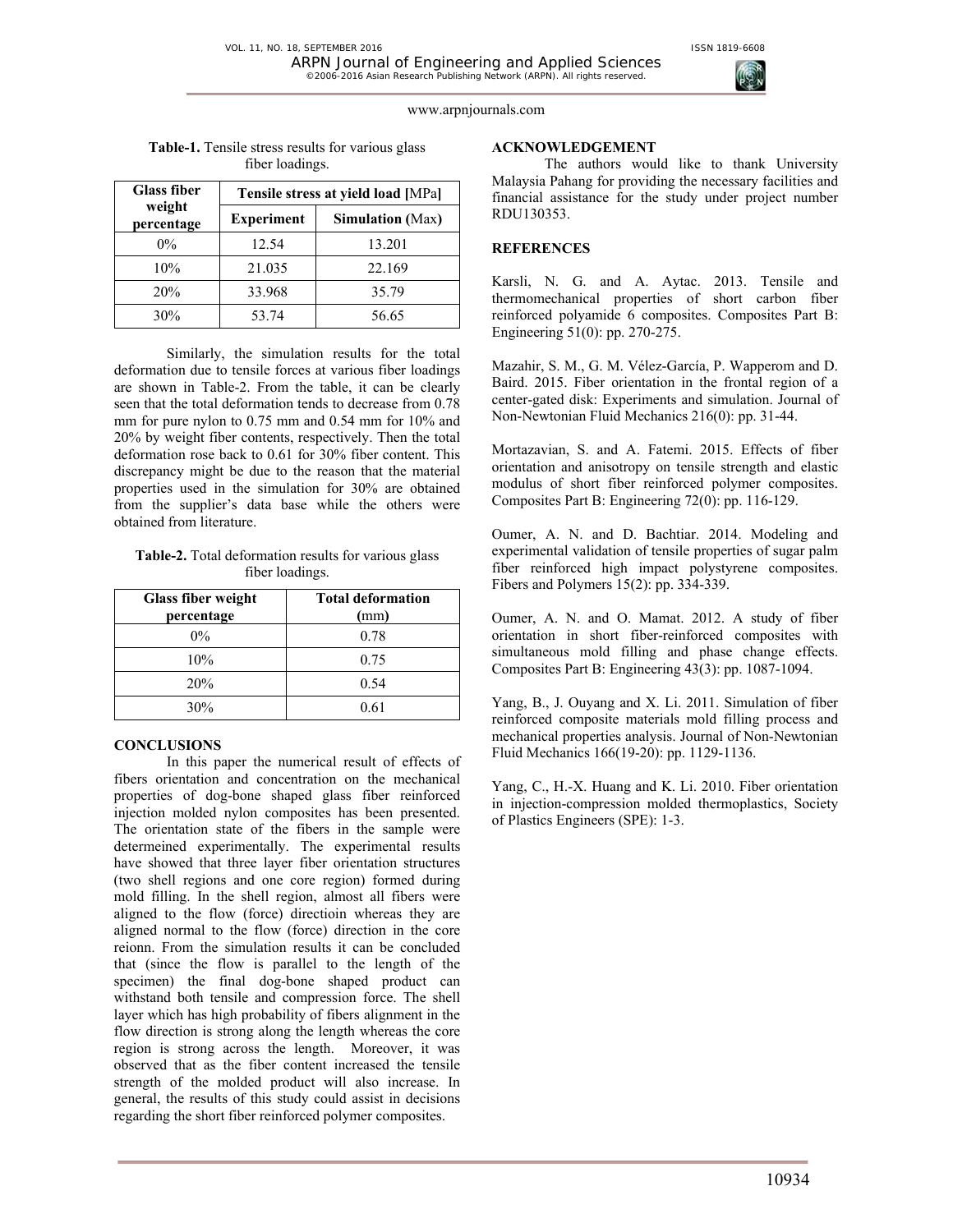**Table-1.** Tensile stress results for various glass fiber loadings.

| Glass fiber weight percentage | Tensile stress at yield load [MPa] | |
|---|---|---|
| | Experiment | Simulation (Max) |
| 0% | 12.54 | 13.201 |
| 10% | 21.035 | 22.169 |
| 20% | 33.968 | 35.79 |
| 30% | 53.74 | 56.65 |

Similarly, the simulation results for the total deformation due to tensile forces at various fiber loadings are shown in Table-2. From the table, it can be clearly seen that the total deformation tends to decrease from 0.78 mm for pure nylon to 0.75 mm and 0.54 mm for 10% and 20% by weight fiber contents, respectively. Then the total deformation rose back to 0.61 for 30% fiber content. This discrepancy might be due to the reason that the material properties used in the simulation for 30% are obtained from the supplier's data base while the others were obtained from literature.

**Table-2.** Total deformation results for various glass fiber loadings.

| Glass fiber weight percentage | Total deformation (mm) |
|---|---|
| 0% | 0.78 |
| 10% | 0.75 |
| 20% | 0.54 |
| 30% | 0.61 |

## CONCLUSIONS

In this paper the numerical result of effects of fibers orientation and concentration on the mechanical properties of dog-bone shaped glass fiber reinforced injection molded nylon composites has been presented. The orientation state of the fibers in the sample were determeined experimentally. The experimental results have showed that three layer fiber orientation structures (two shell regions and one core region) formed during mold filling. In the shell region, almost all fibers were aligned to the flow (force) directioin whereas they are aligned normal to the flow (force) direction in the core reionn. From the simulation results it can be concluded that (since the flow is parallel to the length of the specimen) the final dog-bone shaped product can withstand both tensile and compression force. The shell layer which has high probability of fibers alignment in the flow direction is strong along the length whereas the core region is strong across the length. Moreover, it was observed that as the fiber content increased the tensile strength of the molded product will also increase. In general, the results of this study could assist in decisions regarding the short fiber reinforced polymer composites.

## ACKNOWLEDGEMENT

The authors would like to thank University Malaysia Pahang for providing the necessary facilities and financial assistance for the study under project number RDU130353.

## REFERENCES

Karsli, N. G. and A. Aytac. 2013. Tensile and thermomechanical properties of short carbon fiber reinforced polyamide 6 composites. Composites Part B: Engineering 51(0): pp. 270-275.

Mazahir, S. M., G. M. Vélez-García, P. Wapperom and D. Baird. 2015. Fiber orientation in the frontal region of a center-gated disk: Experiments and simulation. Journal of Non-Newtonian Fluid Mechanics 216(0): pp. 31-44.

Mortazavian, S. and A. Fatemi. 2015. Effects of fiber orientation and anisotropy on tensile strength and elastic modulus of short fiber reinforced polymer composites. Composites Part B: Engineering 72(0): pp. 116-129.

Oumer, A. N. and D. Bachtiar. 2014. Modeling and experimental validation of tensile properties of sugar palm fiber reinforced high impact polystyrene composites. Fibers and Polymers 15(2): pp. 334-339.

Oumer, A. N. and O. Mamat. 2012. A study of fiber orientation in short fiber-reinforced composites with simultaneous mold filling and phase change effects. Composites Part B: Engineering 43(3): pp. 1087-1094.

Yang, B., J. Ouyang and X. Li. 2011. Simulation of fiber reinforced composite materials mold filling process and mechanical properties analysis. Journal of Non-Newtonian Fluid Mechanics 166(19-20): pp. 1129-1136.

Yang, C., H.-X. Huang and K. Li. 2010. Fiber orientation in injection-compression molded thermoplastics, Society of Plastics Engineers (SPE): 1-3.